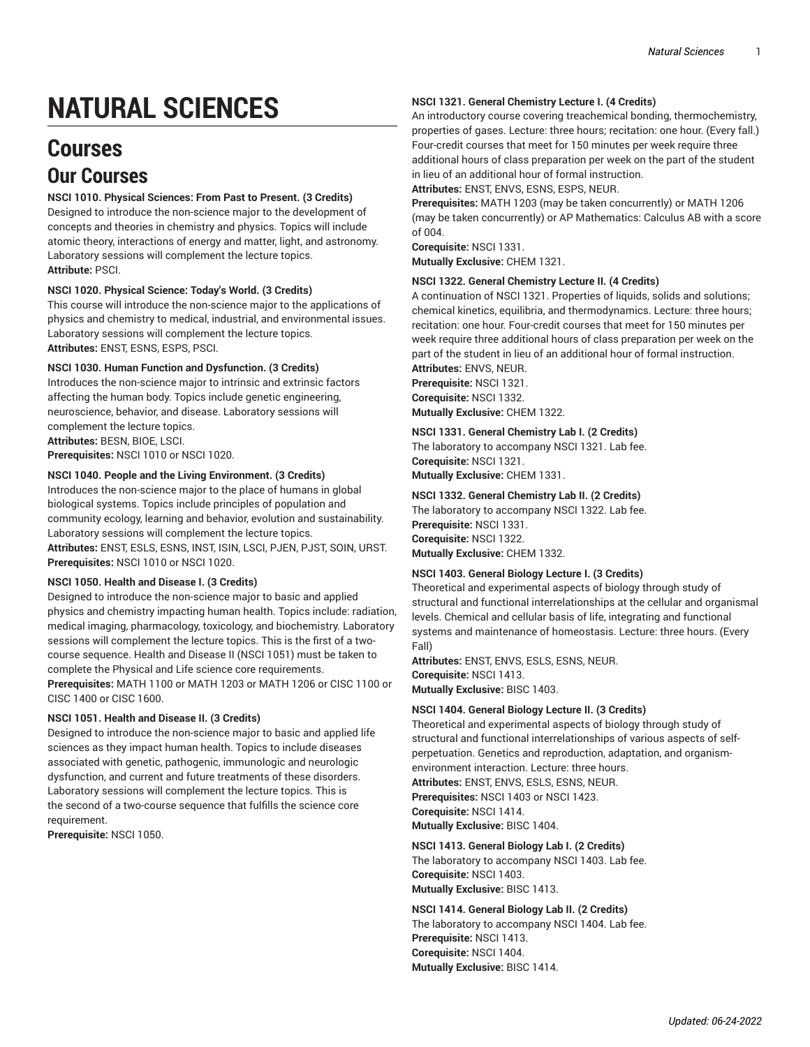# NATURAL SCIENCES

## Courses

## Our Courses

**NSCI 1010. Physical Sciences: From Past to Present. (3 Credits)**
Designed to introduce the non-science major to the development of concepts and theories in chemistry and physics. Topics will include atomic theory, interactions of energy and matter, light, and astronomy. Laboratory sessions will complement the lecture topics.
**Attribute:** PSCI.

**NSCI 1020. Physical Science: Today's World. (3 Credits)**
This course will introduce the non-science major to the applications of physics and chemistry to medical, industrial, and environmental issues. Laboratory sessions will complement the lecture topics.
**Attributes:** ENST, ESNS, ESPS, PSCI.

**NSCI 1030. Human Function and Dysfunction. (3 Credits)**
Introduces the non-science major to intrinsic and extrinsic factors affecting the human body. Topics include genetic engineering, neuroscience, behavior, and disease. Laboratory sessions will complement the lecture topics.
**Attributes:** BESN, BIOE, LSCI.
**Prerequisites:** NSCI 1010 or NSCI 1020.

**NSCI 1040. People and the Living Environment. (3 Credits)**
Introduces the non-science major to the place of humans in global biological systems. Topics include principles of population and community ecology, learning and behavior, evolution and sustainability. Laboratory sessions will complement the lecture topics.
**Attributes:** ENST, ESLS, ESNS, INST, ISIN, LSCI, PJEN, PJST, SOIN, URST.
**Prerequisites:** NSCI 1010 or NSCI 1020.

**NSCI 1050. Health and Disease I. (3 Credits)**
Designed to introduce the non-science major to basic and applied physics and chemistry impacting human health. Topics include: radiation, medical imaging, pharmacology, toxicology, and biochemistry. Laboratory sessions will complement the lecture topics. This is the first of a two-course sequence. Health and Disease II (NSCI 1051) must be taken to complete the Physical and Life science core requirements.
**Prerequisites:** MATH 1100 or MATH 1203 or MATH 1206 or CISC 1100 or CISC 1400 or CISC 1600.

**NSCI 1051. Health and Disease II. (3 Credits)**
Designed to introduce the non-science major to basic and applied life sciences as they impact human health. Topics to include diseases associated with genetic, pathogenic, immunologic and neurologic dysfunction, and current and future treatments of these disorders. Laboratory sessions will complement the lecture topics. This is the second of a two-course sequence that fulfills the science core requirement.
**Prerequisite:** NSCI 1050.

**NSCI 1321. General Chemistry Lecture I. (4 Credits)**
An introductory course covering treachemical bonding, thermochemistry, properties of gases. Lecture: three hours; recitation: one hour. (Every fall.) Four-credit courses that meet for 150 minutes per week require three additional hours of class preparation per week on the part of the student in lieu of an additional hour of formal instruction.
**Attributes:** ENST, ENVS, ESNS, ESPS, NEUR.
**Prerequisites:** MATH 1203 (may be taken concurrently) or MATH 1206 (may be taken concurrently) or AP Mathematics: Calculus AB with a score of 004.
**Corequisite:** NSCI 1331.
**Mutually Exclusive:** CHEM 1321.

**NSCI 1322. General Chemistry Lecture II. (4 Credits)**
A continuation of NSCI 1321. Properties of liquids, solids and solutions; chemical kinetics, equilibria, and thermodynamics. Lecture: three hours; recitation: one hour. Four-credit courses that meet for 150 minutes per week require three additional hours of class preparation per week on the part of the student in lieu of an additional hour of formal instruction.
**Attributes:** ENVS, NEUR.
**Prerequisite:** NSCI 1321.
**Corequisite:** NSCI 1332.
**Mutually Exclusive:** CHEM 1322.

**NSCI 1331. General Chemistry Lab I. (2 Credits)**
The laboratory to accompany NSCI 1321. Lab fee.
**Corequisite:** NSCI 1321.
**Mutually Exclusive:** CHEM 1331.

**NSCI 1332. General Chemistry Lab II. (2 Credits)**
The laboratory to accompany NSCI 1322. Lab fee.
**Prerequisite:** NSCI 1331.
**Corequisite:** NSCI 1322.
**Mutually Exclusive:** CHEM 1332.

**NSCI 1403. General Biology Lecture I. (3 Credits)**
Theoretical and experimental aspects of biology through study of structural and functional interrelationships at the cellular and organismal levels. Chemical and cellular basis of life, integrating and functional systems and maintenance of homeostasis. Lecture: three hours. (Every Fall)
**Attributes:** ENST, ENVS, ESLS, ESNS, NEUR.
**Corequisite:** NSCI 1413.
**Mutually Exclusive:** BISC 1403.

**NSCI 1404. General Biology Lecture II. (3 Credits)**
Theoretical and experimental aspects of biology through study of structural and functional interrelationships of various aspects of self-perpetuation. Genetics and reproduction, adaptation, and organism-environment interaction. Lecture: three hours.
**Attributes:** ENST, ENVS, ESLS, ESNS, NEUR.
**Prerequisites:** NSCI 1403 or NSCI 1423.
**Corequisite:** NSCI 1414.
**Mutually Exclusive:** BISC 1404.

**NSCI 1413. General Biology Lab I. (2 Credits)**
The laboratory to accompany NSCI 1403. Lab fee.
**Corequisite:** NSCI 1403.
**Mutually Exclusive:** BISC 1413.

**NSCI 1414. General Biology Lab II. (2 Credits)**
The laboratory to accompany NSCI 1404. Lab fee.
**Prerequisite:** NSCI 1413.
**Corequisite:** NSCI 1404.
**Mutually Exclusive:** BISC 1414.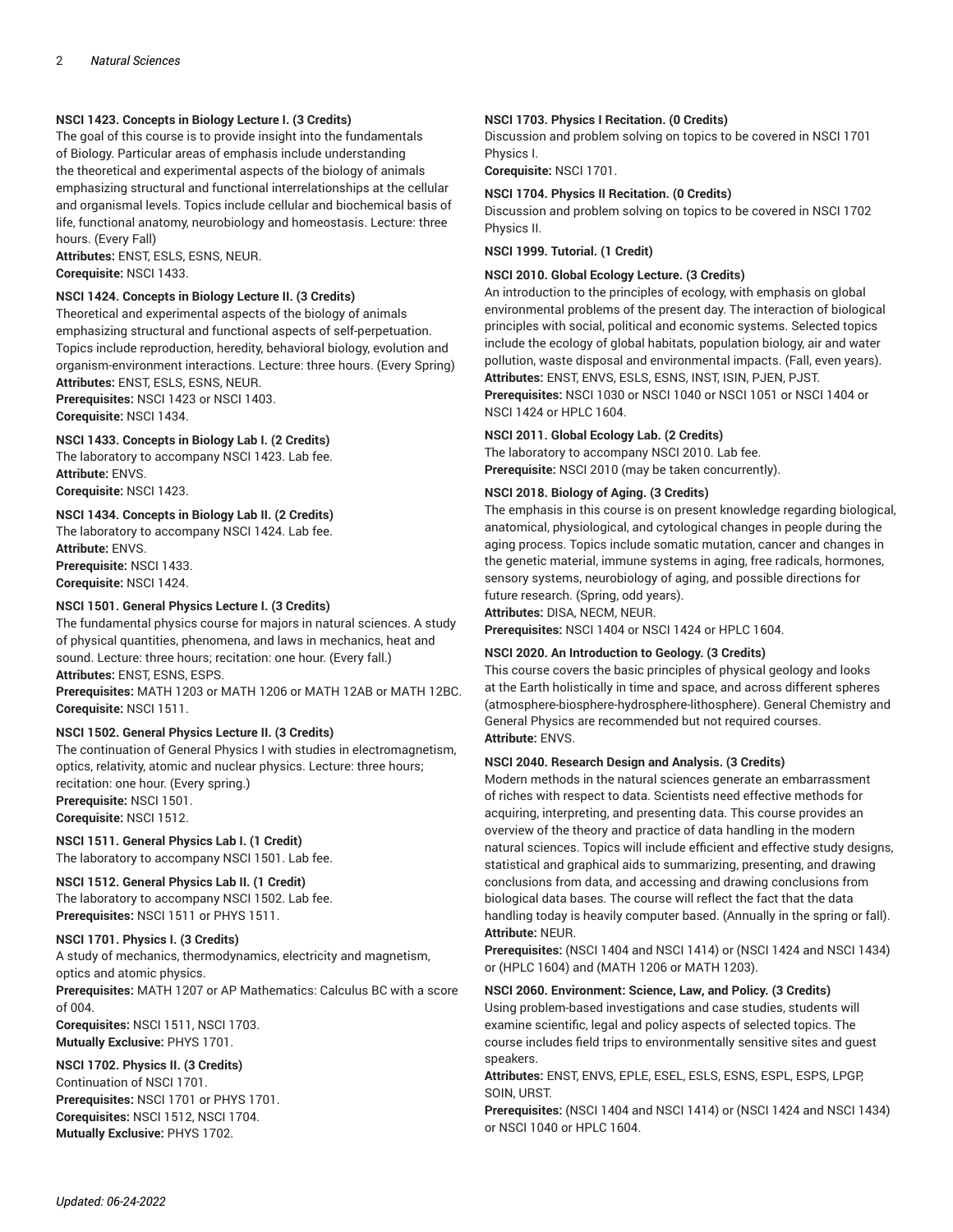**NSCI 1423. Concepts in Biology Lecture I. (3 Credits)**
The goal of this course is to provide insight into the fundamentals of Biology. Particular areas of emphasis include understanding the theoretical and experimental aspects of the biology of animals emphasizing structural and functional interrelationships at the cellular and organismal levels. Topics include cellular and biochemical basis of life, functional anatomy, neurobiology and homeostasis. Lecture: three hours. (Every Fall)
**Attributes:** ENST, ESLS, ESNS, NEUR.
**Corequisite:** NSCI 1433.

**NSCI 1424. Concepts in Biology Lecture II. (3 Credits)**
Theoretical and experimental aspects of the biology of animals emphasizing structural and functional aspects of self-perpetuation. Topics include reproduction, heredity, behavioral biology, evolution and organism-environment interactions. Lecture: three hours. (Every Spring)
**Attributes:** ENST, ESLS, ESNS, NEUR.
**Prerequisites:** NSCI 1423 or NSCI 1403.
**Corequisite:** NSCI 1434.

**NSCI 1433. Concepts in Biology Lab I. (2 Credits)**
The laboratory to accompany NSCI 1423. Lab fee.
**Attribute:** ENVS.
**Corequisite:** NSCI 1423.

**NSCI 1434. Concepts in Biology Lab II. (2 Credits)**
The laboratory to accompany NSCI 1424. Lab fee.
**Attribute:** ENVS.
**Prerequisite:** NSCI 1433.
**Corequisite:** NSCI 1424.

**NSCI 1501. General Physics Lecture I. (3 Credits)**
The fundamental physics course for majors in natural sciences. A study of physical quantities, phenomena, and laws in mechanics, heat and sound. Lecture: three hours; recitation: one hour. (Every fall.)
**Attributes:** ENST, ESNS, ESPS.
**Prerequisites:** MATH 1203 or MATH 1206 or MATH 12AB or MATH 12BC.
**Corequisite:** NSCI 1511.

**NSCI 1502. General Physics Lecture II. (3 Credits)**
The continuation of General Physics I with studies in electromagnetism, optics, relativity, atomic and nuclear physics. Lecture: three hours; recitation: one hour. (Every spring.)
**Prerequisite:** NSCI 1501.
**Corequisite:** NSCI 1512.

**NSCI 1511. General Physics Lab I. (1 Credit)**
The laboratory to accompany NSCI 1501. Lab fee.

**NSCI 1512. General Physics Lab II. (1 Credit)**
The laboratory to accompany NSCI 1502. Lab fee.
**Prerequisites:** NSCI 1511 or PHYS 1511.

**NSCI 1701. Physics I. (3 Credits)**
A study of mechanics, thermodynamics, electricity and magnetism, optics and atomic physics.
**Prerequisites:** MATH 1207 or AP Mathematics: Calculus BC with a score of 004.
**Corequisites:** NSCI 1511, NSCI 1703.
**Mutually Exclusive:** PHYS 1701.

**NSCI 1702. Physics II. (3 Credits)**
Continuation of NSCI 1701.
**Prerequisites:** NSCI 1701 or PHYS 1701.
**Corequisites:** NSCI 1512, NSCI 1704.
**Mutually Exclusive:** PHYS 1702.

**NSCI 1703. Physics I Recitation. (0 Credits)**
Discussion and problem solving on topics to be covered in NSCI 1701 Physics I.
**Corequisite:** NSCI 1701.

**NSCI 1704. Physics II Recitation. (0 Credits)**
Discussion and problem solving on topics to be covered in NSCI 1702 Physics II.

**NSCI 1999. Tutorial. (1 Credit)**

**NSCI 2010. Global Ecology Lecture. (3 Credits)**
An introduction to the principles of ecology, with emphasis on global environmental problems of the present day. The interaction of biological principles with social, political and economic systems. Selected topics include the ecology of global habitats, population biology, air and water pollution, waste disposal and environmental impacts. (Fall, even years).
**Attributes:** ENST, ENVS, ESLS, ESNS, INST, ISIN, PJEN, PJST.
**Prerequisites:** NSCI 1030 or NSCI 1040 or NSCI 1051 or NSCI 1404 or NSCI 1424 or HPLC 1604.

**NSCI 2011. Global Ecology Lab. (2 Credits)**
The laboratory to accompany NSCI 2010. Lab fee.
**Prerequisite:** NSCI 2010 (may be taken concurrently).

**NSCI 2018. Biology of Aging. (3 Credits)**
The emphasis in this course is on present knowledge regarding biological, anatomical, physiological, and cytological changes in people during the aging process. Topics include somatic mutation, cancer and changes in the genetic material, immune systems in aging, free radicals, hormones, sensory systems, neurobiology of aging, and possible directions for future research. (Spring, odd years).
**Attributes:** DISA, NECM, NEUR.
**Prerequisites:** NSCI 1404 or NSCI 1424 or HPLC 1604.

**NSCI 2020. An Introduction to Geology. (3 Credits)**
This course covers the basic principles of physical geology and looks at the Earth holistically in time and space, and across different spheres (atmosphere-biosphere-hydrosphere-lithosphere). General Chemistry and General Physics are recommended but not required courses.
**Attribute:** ENVS.

**NSCI 2040. Research Design and Analysis. (3 Credits)**
Modern methods in the natural sciences generate an embarrassment of riches with respect to data. Scientists need effective methods for acquiring, interpreting, and presenting data. This course provides an overview of the theory and practice of data handling in the modern natural sciences. Topics will include efficient and effective study designs, statistical and graphical aids to summarizing, presenting, and drawing conclusions from data, and accessing and drawing conclusions from biological data bases. The course will reflect the fact that the data handling today is heavily computer based. (Annually in the spring or fall).
**Attribute:** NEUR.
**Prerequisites:** (NSCI 1404 and NSCI 1414) or (NSCI 1424 and NSCI 1434) or (HPLC 1604) and (MATH 1206 or MATH 1203).

**NSCI 2060. Environment: Science, Law, and Policy. (3 Credits)**
Using problem-based investigations and case studies, students will examine scientific, legal and policy aspects of selected topics. The course includes field trips to environmentally sensitive sites and guest speakers.
**Attributes:** ENST, ENVS, EPLE, ESEL, ESLS, ESNS, ESPL, ESPS, LPGP, SOIN, URST.
**Prerequisites:** (NSCI 1404 and NSCI 1414) or (NSCI 1424 and NSCI 1434) or NSCI 1040 or HPLC 1604.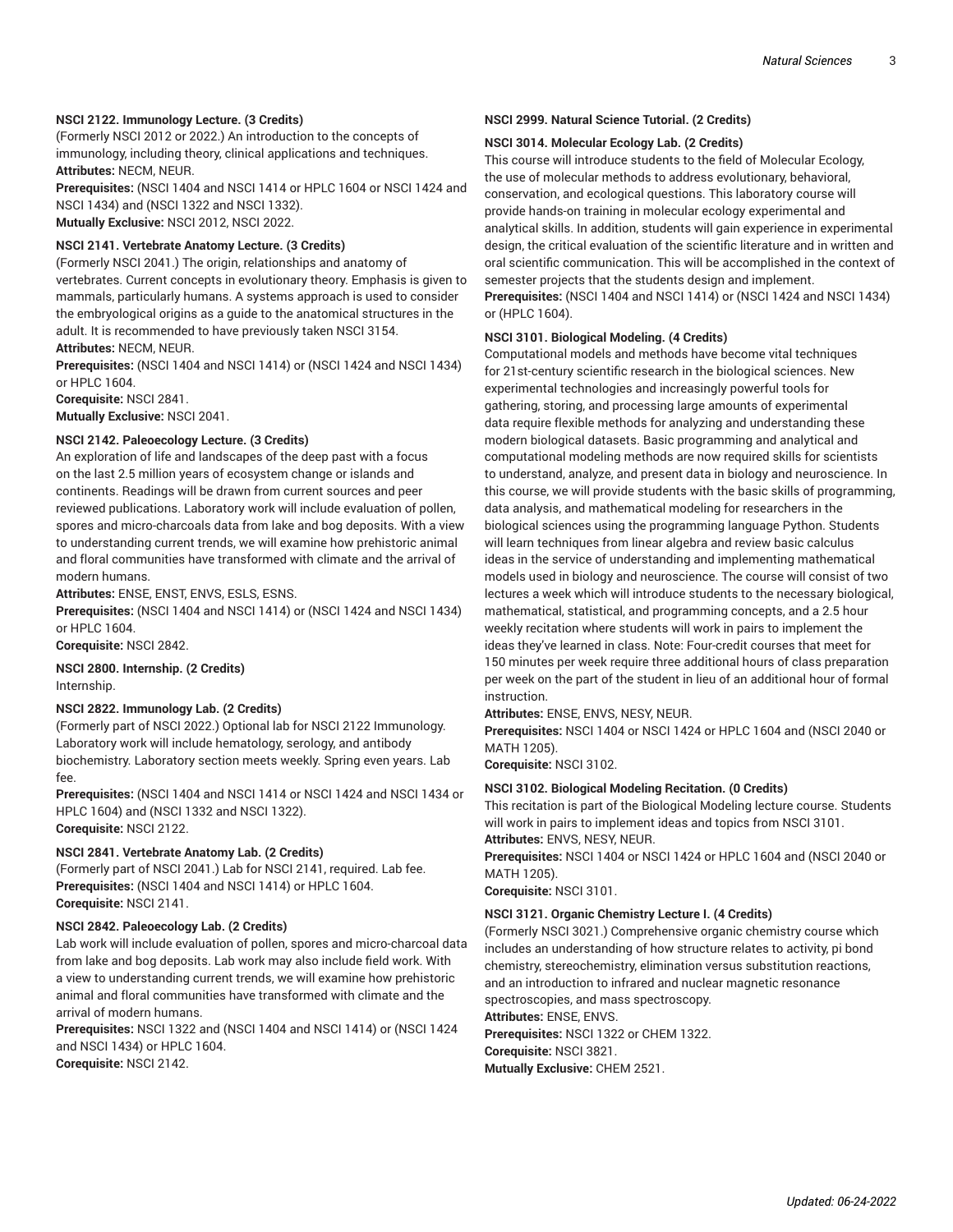**NSCI 2122. Immunology Lecture. (3 Credits)**

(Formerly NSCI 2012 or 2022.) An introduction to the concepts of immunology, including theory, clinical applications and techniques.

**Attributes:** NECM, NEUR.

**Prerequisites:** (NSCI 1404 and NSCI 1414 or HPLC 1604 or NSCI 1424 and NSCI 1434) and (NSCI 1322 and NSCI 1332).

**Mutually Exclusive:** NSCI 2012, NSCI 2022.

**NSCI 2141. Vertebrate Anatomy Lecture. (3 Credits)**

(Formerly NSCI 2041.) The origin, relationships and anatomy of vertebrates. Current concepts in evolutionary theory. Emphasis is given to mammals, particularly humans. A systems approach is used to consider the embryological origins as a guide to the anatomical structures in the adult. It is recommended to have previously taken NSCI 3154.

**Attributes:** NECM, NEUR.

**Prerequisites:** (NSCI 1404 and NSCI 1414) or (NSCI 1424 and NSCI 1434) or HPLC 1604.

**Corequisite:** NSCI 2841.

**Mutually Exclusive:** NSCI 2041.

**NSCI 2142. Paleoecology Lecture. (3 Credits)**

An exploration of life and landscapes of the deep past with a focus on the last 2.5 million years of ecosystem change or islands and continents. Readings will be drawn from current sources and peer reviewed publications. Laboratory work will include evaluation of pollen, spores and micro-charcoals data from lake and bog deposits. With a view to understanding current trends, we will examine how prehistoric animal and floral communities have transformed with climate and the arrival of modern humans.

**Attributes:** ENSE, ENST, ENVS, ESLS, ESNS.

**Prerequisites:** (NSCI 1404 and NSCI 1414) or (NSCI 1424 and NSCI 1434) or HPLC 1604.

**Corequisite:** NSCI 2842.

**NSCI 2800. Internship. (2 Credits)**

Internship.

**NSCI 2822. Immunology Lab. (2 Credits)**

(Formerly part of NSCI 2022.) Optional lab for NSCI 2122 Immunology. Laboratory work will include hematology, serology, and antibody biochemistry. Laboratory section meets weekly. Spring even years. Lab fee.

**Prerequisites:** (NSCI 1404 and NSCI 1414 or NSCI 1424 and NSCI 1434 or HPLC 1604) and (NSCI 1332 and NSCI 1322).

**Corequisite:** NSCI 2122.

**NSCI 2841. Vertebrate Anatomy Lab. (2 Credits)**

(Formerly part of NSCI 2041.) Lab for NSCI 2141, required. Lab fee.

**Prerequisites:** (NSCI 1404 and NSCI 1414) or HPLC 1604.

**Corequisite:** NSCI 2141.

**NSCI 2842. Paleoecology Lab. (2 Credits)**

Lab work will include evaluation of pollen, spores and micro-charcoal data from lake and bog deposits. Lab work may also include field work. With a view to understanding current trends, we will examine how prehistoric animal and floral communities have transformed with climate and the arrival of modern humans.

**Prerequisites:** NSCI 1322 and (NSCI 1404 and NSCI 1414) or (NSCI 1424 and NSCI 1434) or HPLC 1604.

**Corequisite:** NSCI 2142.

**NSCI 2999. Natural Science Tutorial. (2 Credits)**

**NSCI 3014. Molecular Ecology Lab. (2 Credits)**

This course will introduce students to the field of Molecular Ecology, the use of molecular methods to address evolutionary, behavioral, conservation, and ecological questions. This laboratory course will provide hands-on training in molecular ecology experimental and analytical skills. In addition, students will gain experience in experimental design, the critical evaluation of the scientific literature and in written and oral scientific communication. This will be accomplished in the context of semester projects that the students design and implement.

**Prerequisites:** (NSCI 1404 and NSCI 1414) or (NSCI 1424 and NSCI 1434) or (HPLC 1604).

**NSCI 3101. Biological Modeling. (4 Credits)**

Computational models and methods have become vital techniques for 21st-century scientific research in the biological sciences. New experimental technologies and increasingly powerful tools for gathering, storing, and processing large amounts of experimental data require flexible methods for analyzing and understanding these modern biological datasets. Basic programming and analytical and computational modeling methods are now required skills for scientists to understand, analyze, and present data in biology and neuroscience. In this course, we will provide students with the basic skills of programming, data analysis, and mathematical modeling for researchers in the biological sciences using the programming language Python. Students will learn techniques from linear algebra and review basic calculus ideas in the service of understanding and implementing mathematical models used in biology and neuroscience. The course will consist of two lectures a week which will introduce students to the necessary biological, mathematical, statistical, and programming concepts, and a 2.5 hour weekly recitation where students will work in pairs to implement the ideas they've learned in class. Note: Four-credit courses that meet for 150 minutes per week require three additional hours of class preparation per week on the part of the student in lieu of an additional hour of formal instruction.

**Attributes:** ENSE, ENVS, NESY, NEUR.

**Prerequisites:** NSCI 1404 or NSCI 1424 or HPLC 1604 and (NSCI 2040 or MATH 1205).

**Corequisite:** NSCI 3102.

**NSCI 3102. Biological Modeling Recitation. (0 Credits)**

This recitation is part of the Biological Modeling lecture course. Students will work in pairs to implement ideas and topics from NSCI 3101.

**Attributes:** ENVS, NESY, NEUR.

**Prerequisites:** NSCI 1404 or NSCI 1424 or HPLC 1604 and (NSCI 2040 or MATH 1205).

**Corequisite:** NSCI 3101.

**NSCI 3121. Organic Chemistry Lecture I. (4 Credits)**

(Formerly NSCI 3021.) Comprehensive organic chemistry course which includes an understanding of how structure relates to activity, pi bond chemistry, stereochemistry, elimination versus substitution reactions, and an introduction to infrared and nuclear magnetic resonance spectroscopies, and mass spectroscopy.

**Attributes:** ENSE, ENVS.

**Prerequisites:** NSCI 1322 or CHEM 1322.

**Corequisite:** NSCI 3821.

**Mutually Exclusive:** CHEM 2521.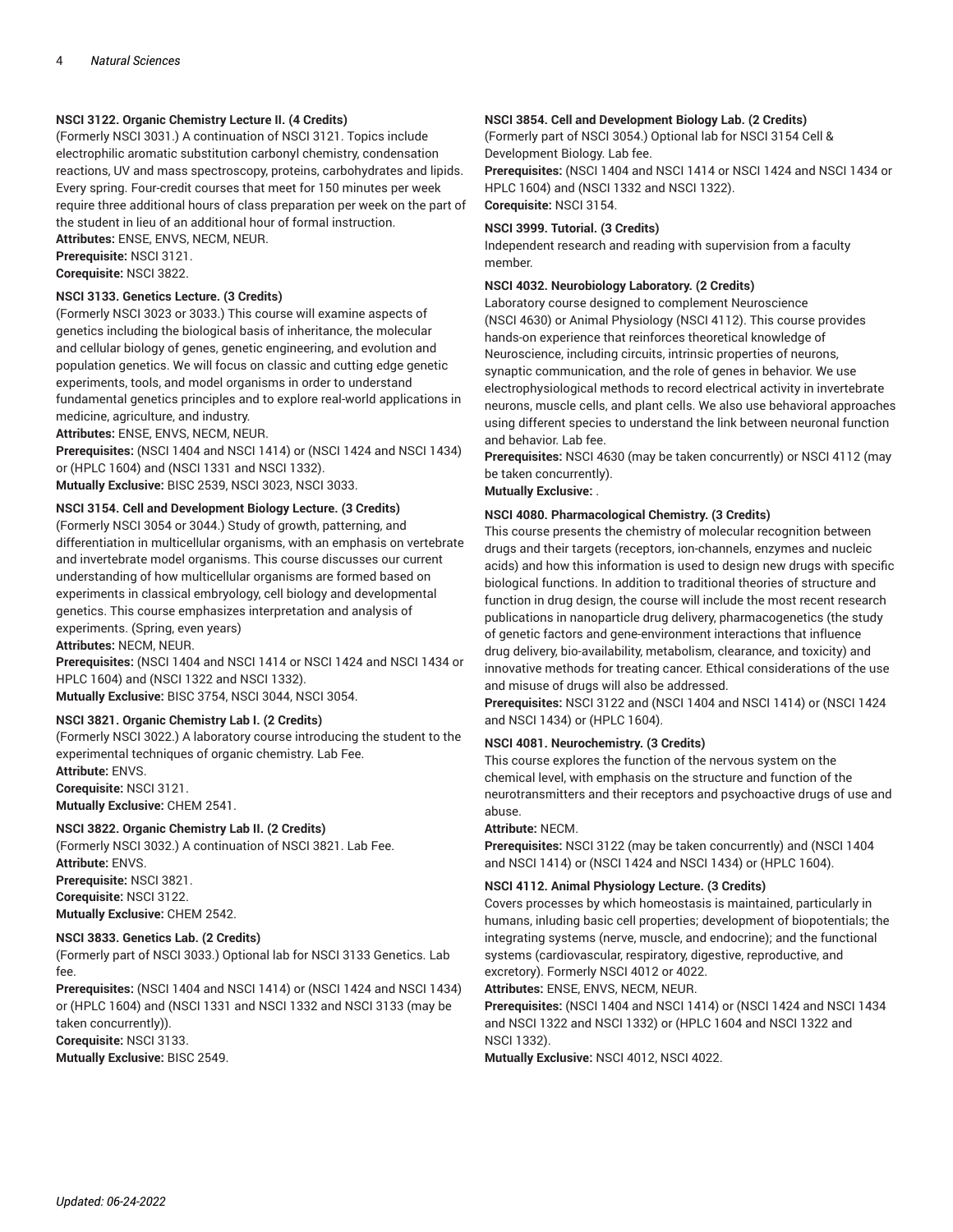**NSCI 3122. Organic Chemistry Lecture II. (4 Credits)**
(Formerly NSCI 3031.) A continuation of NSCI 3121. Topics include electrophilic aromatic substitution carbonyl chemistry, condensation reactions, UV and mass spectroscopy, proteins, carbohydrates and lipids. Every spring. Four-credit courses that meet for 150 minutes per week require three additional hours of class preparation per week on the part of the student in lieu of an additional hour of formal instruction.
**Attributes:** ENSE, ENVS, NECM, NEUR.
**Prerequisite:** NSCI 3121.
**Corequisite:** NSCI 3822.

**NSCI 3133. Genetics Lecture. (3 Credits)**
(Formerly NSCI 3023 or 3033.) This course will examine aspects of genetics including the biological basis of inheritance, the molecular and cellular biology of genes, genetic engineering, and evolution and population genetics. We will focus on classic and cutting edge genetic experiments, tools, and model organisms in order to understand fundamental genetics principles and to explore real-world applications in medicine, agriculture, and industry.
**Attributes:** ENSE, ENVS, NECM, NEUR.
**Prerequisites:** (NSCI 1404 and NSCI 1414) or (NSCI 1424 and NSCI 1434) or (HPLC 1604) and (NSCI 1331 and NSCI 1332).
**Mutually Exclusive:** BISC 2539, NSCI 3023, NSCI 3033.

**NSCI 3154. Cell and Development Biology Lecture. (3 Credits)**
(Formerly NSCI 3054 or 3044.) Study of growth, patterning, and differentiation in multicellular organisms, with an emphasis on vertebrate and invertebrate model organisms. This course discusses our current understanding of how multicellular organisms are formed based on experiments in classical embryology, cell biology and developmental genetics. This course emphasizes interpretation and analysis of experiments. (Spring, even years)
**Attributes:** NECM, NEUR.
**Prerequisites:** (NSCI 1404 and NSCI 1414 or NSCI 1424 and NSCI 1434 or HPLC 1604) and (NSCI 1322 and NSCI 1332).
**Mutually Exclusive:** BISC 3754, NSCI 3044, NSCI 3054.

**NSCI 3821. Organic Chemistry Lab I. (2 Credits)**
(Formerly NSCI 3022.) A laboratory course introducing the student to the experimental techniques of organic chemistry. Lab Fee.
**Attribute:** ENVS.
**Corequisite:** NSCI 3121.
**Mutually Exclusive:** CHEM 2541.

**NSCI 3822. Organic Chemistry Lab II. (2 Credits)**
(Formerly NSCI 3032.) A continuation of NSCI 3821. Lab Fee.
**Attribute:** ENVS.
**Prerequisite:** NSCI 3821.
**Corequisite:** NSCI 3122.
**Mutually Exclusive:** CHEM 2542.

**NSCI 3833. Genetics Lab. (2 Credits)**
(Formerly part of NSCI 3033.) Optional lab for NSCI 3133 Genetics. Lab fee.
**Prerequisites:** (NSCI 1404 and NSCI 1414) or (NSCI 1424 and NSCI 1434) or (HPLC 1604) and (NSCI 1331 and NSCI 1332 and NSCI 3133 (may be taken concurrently)).
**Corequisite:** NSCI 3133.
**Mutually Exclusive:** BISC 2549.

**NSCI 3854. Cell and Development Biology Lab. (2 Credits)**
(Formerly part of NSCI 3054.) Optional lab for NSCI 3154 Cell & Development Biology. Lab fee.
**Prerequisites:** (NSCI 1404 and NSCI 1414 or NSCI 1424 and NSCI 1434 or HPLC 1604) and (NSCI 1332 and NSCI 1322).
**Corequisite:** NSCI 3154.

**NSCI 3999. Tutorial. (3 Credits)**
Independent research and reading with supervision from a faculty member.

**NSCI 4032. Neurobiology Laboratory. (2 Credits)**
Laboratory course designed to complement Neuroscience (NSCI 4630) or Animal Physiology (NSCI 4112). This course provides hands-on experience that reinforces theoretical knowledge of Neuroscience, including circuits, intrinsic properties of neurons, synaptic communication, and the role of genes in behavior. We use electrophysiological methods to record electrical activity in invertebrate neurons, muscle cells, and plant cells. We also use behavioral approaches using different species to understand the link between neuronal function and behavior. Lab fee.
**Prerequisites:** NSCI 4630 (may be taken concurrently) or NSCI 4112 (may be taken concurrently).
**Mutually Exclusive:** .

**NSCI 4080. Pharmacological Chemistry. (3 Credits)**
This course presents the chemistry of molecular recognition between drugs and their targets (receptors, ion-channels, enzymes and nucleic acids) and how this information is used to design new drugs with specific biological functions. In addition to traditional theories of structure and function in drug design, the course will include the most recent research publications in nanoparticle drug delivery, pharmacogenetics (the study of genetic factors and gene-environment interactions that influence drug delivery, bio-availability, metabolism, clearance, and toxicity) and innovative methods for treating cancer. Ethical considerations of the use and misuse of drugs will also be addressed.
**Prerequisites:** NSCI 3122 and (NSCI 1404 and NSCI 1414) or (NSCI 1424 and NSCI 1434) or (HPLC 1604).

**NSCI 4081. Neurochemistry. (3 Credits)**
This course explores the function of the nervous system on the chemical level, with emphasis on the structure and function of the neurotransmitters and their receptors and psychoactive drugs of use and abuse.
**Attribute:** NECM.
**Prerequisites:** NSCI 3122 (may be taken concurrently) and (NSCI 1404 and NSCI 1414) or (NSCI 1424 and NSCI 1434) or (HPLC 1604).

**NSCI 4112. Animal Physiology Lecture. (3 Credits)**
Covers processes by which homeostasis is maintained, particularly in humans, inluding basic cell properties; development of biopotentials; the integrating systems (nerve, muscle, and endocrine); and the functional systems (cardiovascular, respiratory, digestive, reproductive, and excretory). Formerly NSCI 4012 or 4022.
**Attributes:** ENSE, ENVS, NECM, NEUR.
**Prerequisites:** (NSCI 1404 and NSCI 1414) or (NSCI 1424 and NSCI 1434 and NSCI 1322 and NSCI 1332) or (HPLC 1604 and NSCI 1322 and NSCI 1332).
**Mutually Exclusive:** NSCI 4012, NSCI 4022.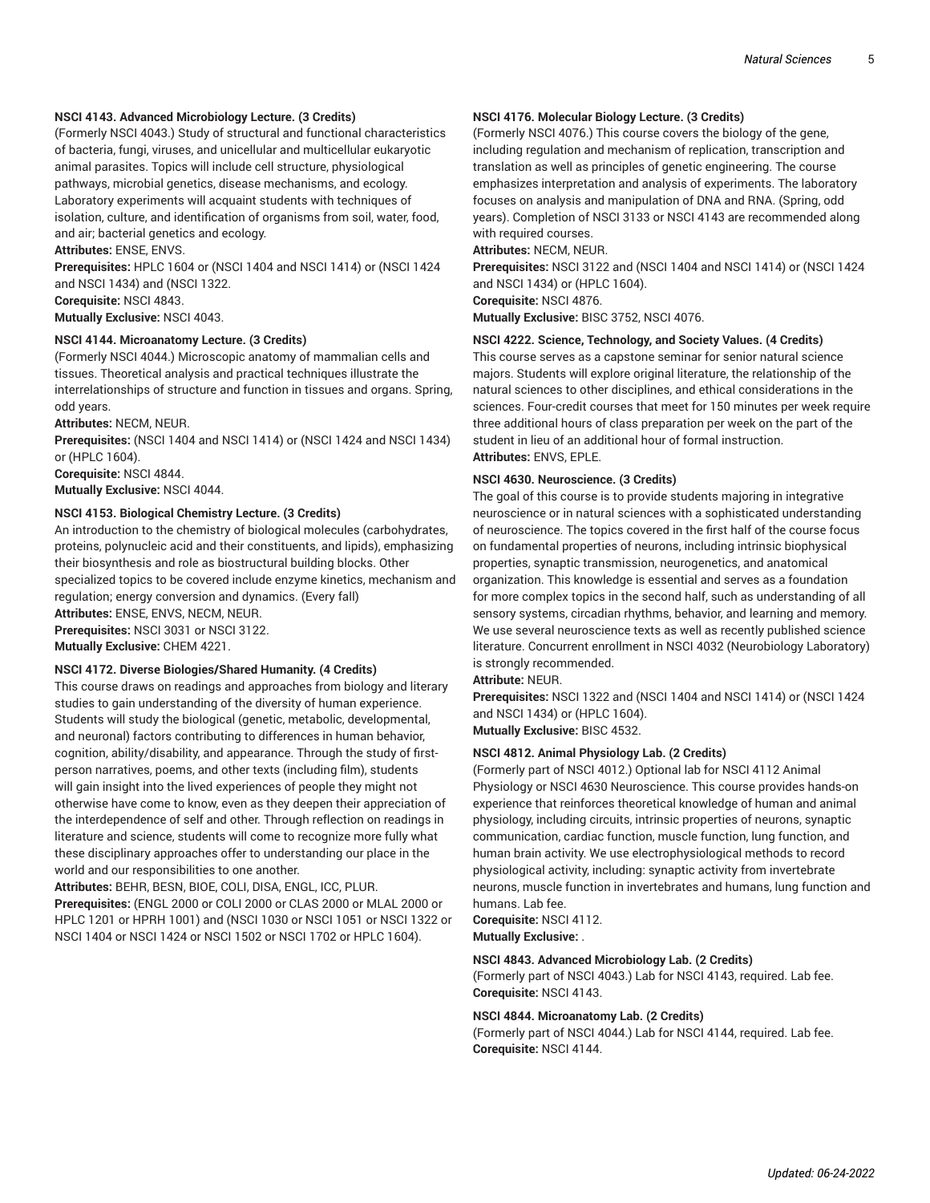**NSCI 4143. Advanced Microbiology Lecture. (3 Credits)**
(Formerly NSCI 4043.) Study of structural and functional characteristics of bacteria, fungi, viruses, and unicellular and multicellular eukaryotic animal parasites. Topics will include cell structure, physiological pathways, microbial genetics, disease mechanisms, and ecology. Laboratory experiments will acquaint students with techniques of isolation, culture, and identification of organisms from soil, water, food, and air; bacterial genetics and ecology.
**Attributes:** ENSE, ENVS.
**Prerequisites:** HPLC 1604 or (NSCI 1404 and NSCI 1414) or (NSCI 1424 and NSCI 1434) and (NSCI 1322.
**Corequisite:** NSCI 4843.
**Mutually Exclusive:** NSCI 4043.

**NSCI 4144. Microanatomy Lecture. (3 Credits)**
(Formerly NSCI 4044.) Microscopic anatomy of mammalian cells and tissues. Theoretical analysis and practical techniques illustrate the interrelationships of structure and function in tissues and organs. Spring, odd years.
**Attributes:** NECM, NEUR.
**Prerequisites:** (NSCI 1404 and NSCI 1414) or (NSCI 1424 and NSCI 1434) or (HPLC 1604).
**Corequisite:** NSCI 4844.
**Mutually Exclusive:** NSCI 4044.

**NSCI 4153. Biological Chemistry Lecture. (3 Credits)**
An introduction to the chemistry of biological molecules (carbohydrates, proteins, polynucleic acid and their constituents, and lipids), emphasizing their biosynthesis and role as biostructural building blocks. Other specialized topics to be covered include enzyme kinetics, mechanism and regulation; energy conversion and dynamics. (Every fall)
**Attributes:** ENSE, ENVS, NECM, NEUR.
**Prerequisites:** NSCI 3031 or NSCI 3122.
**Mutually Exclusive:** CHEM 4221.

**NSCI 4172. Diverse Biologies/Shared Humanity. (4 Credits)**
This course draws on readings and approaches from biology and literary studies to gain understanding of the diversity of human experience. Students will study the biological (genetic, metabolic, developmental, and neuronal) factors contributing to differences in human behavior, cognition, ability/disability, and appearance. Through the study of first-person narratives, poems, and other texts (including film), students will gain insight into the lived experiences of people they might not otherwise have come to know, even as they deepen their appreciation of the interdependence of self and other. Through reflection on readings in literature and science, students will come to recognize more fully what these disciplinary approaches offer to understanding our place in the world and our responsibilities to one another.
**Attributes:** BEHR, BESN, BIOE, COLI, DISA, ENGL, ICC, PLUR.
**Prerequisites:** (ENGL 2000 or COLI 2000 or CLAS 2000 or MLAL 2000 or HPLC 1201 or HPRH 1001) and (NSCI 1030 or NSCI 1051 or NSCI 1322 or NSCI 1404 or NSCI 1424 or NSCI 1502 or NSCI 1702 or HPLC 1604).

**NSCI 4176. Molecular Biology Lecture. (3 Credits)**
(Formerly NSCI 4076.) This course covers the biology of the gene, including regulation and mechanism of replication, transcription and translation as well as principles of genetic engineering. The course emphasizes interpretation and analysis of experiments. The laboratory focuses on analysis and manipulation of DNA and RNA. (Spring, odd years). Completion of NSCI 3133 or NSCI 4143 are recommended along with required courses.
**Attributes:** NECM, NEUR.
**Prerequisites:** NSCI 3122 and (NSCI 1404 and NSCI 1414) or (NSCI 1424 and NSCI 1434) or (HPLC 1604).
**Corequisite:** NSCI 4876.
**Mutually Exclusive:** BISC 3752, NSCI 4076.

**NSCI 4222. Science, Technology, and Society Values. (4 Credits)**
This course serves as a capstone seminar for senior natural science majors. Students will explore original literature, the relationship of the natural sciences to other disciplines, and ethical considerations in the sciences. Four-credit courses that meet for 150 minutes per week require three additional hours of class preparation per week on the part of the student in lieu of an additional hour of formal instruction.
**Attributes:** ENVS, EPLE.

**NSCI 4630. Neuroscience. (3 Credits)**
The goal of this course is to provide students majoring in integrative neuroscience or in natural sciences with a sophisticated understanding of neuroscience. The topics covered in the first half of the course focus on fundamental properties of neurons, including intrinsic biophysical properties, synaptic transmission, neurogenetics, and anatomical organization. This knowledge is essential and serves as a foundation for more complex topics in the second half, such as understanding of all sensory systems, circadian rhythms, behavior, and learning and memory. We use several neuroscience texts as well as recently published science literature. Concurrent enrollment in NSCI 4032 (Neurobiology Laboratory) is strongly recommended.
**Attribute:** NEUR.
**Prerequisites:** NSCI 1322 and (NSCI 1404 and NSCI 1414) or (NSCI 1424 and NSCI 1434) or (HPLC 1604).
**Mutually Exclusive:** BISC 4532.

**NSCI 4812. Animal Physiology Lab. (2 Credits)**
(Formerly part of NSCI 4012.) Optional lab for NSCI 4112 Animal Physiology or NSCI 4630 Neuroscience. This course provides hands-on experience that reinforces theoretical knowledge of human and animal physiology, including circuits, intrinsic properties of neurons, synaptic communication, cardiac function, muscle function, lung function, and human brain activity. We use electrophysiological methods to record physiological activity, including: synaptic activity from invertebrate neurons, muscle function in invertebrates and humans, lung function and humans. Lab fee.
**Corequisite:** NSCI 4112.
**Mutually Exclusive:** .

**NSCI 4843. Advanced Microbiology Lab. (2 Credits)**
(Formerly part of NSCI 4043.) Lab for NSCI 4143, required. Lab fee.
**Corequisite:** NSCI 4143.

**NSCI 4844. Microanatomy Lab. (2 Credits)**
(Formerly part of NSCI 4044.) Lab for NSCI 4144, required. Lab fee.
**Corequisite:** NSCI 4144.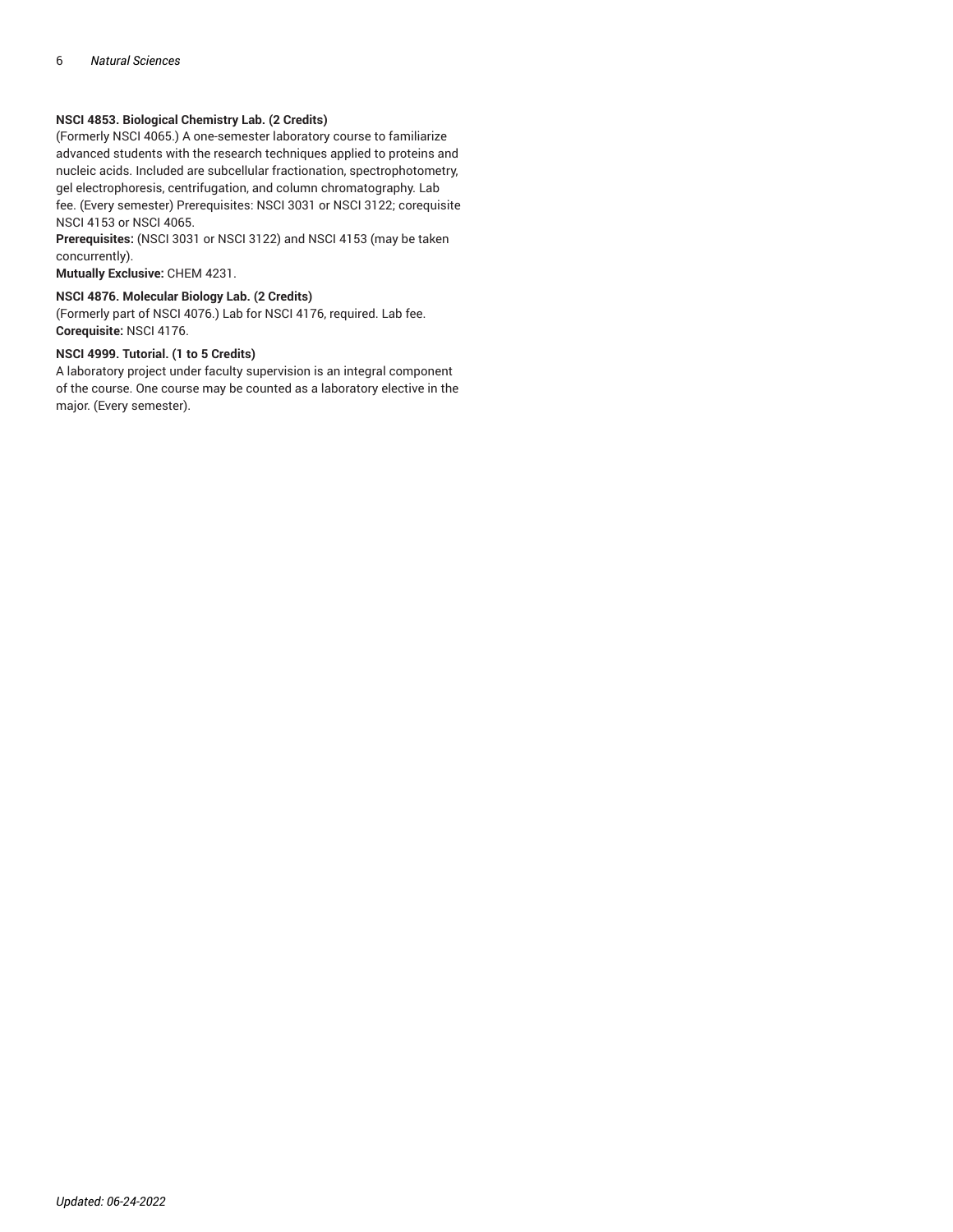**NSCI 4853. Biological Chemistry Lab. (2 Credits)**
(Formerly NSCI 4065.) A one-semester laboratory course to familiarize advanced students with the research techniques applied to proteins and nucleic acids. Included are subcellular fractionation, spectrophotometry, gel electrophoresis, centrifugation, and column chromatography. Lab fee. (Every semester) Prerequisites: NSCI 3031 or NSCI 3122; corequisite NSCI 4153 or NSCI 4065.
**Prerequisites:** (NSCI 3031 or NSCI 3122) and NSCI 4153 (may be taken concurrently).
**Mutually Exclusive:** CHEM 4231.

**NSCI 4876. Molecular Biology Lab. (2 Credits)**
(Formerly part of NSCI 4076.) Lab for NSCI 4176, required. Lab fee.
**Corequisite:** NSCI 4176.

**NSCI 4999. Tutorial. (1 to 5 Credits)**
A laboratory project under faculty supervision is an integral component of the course. One course may be counted as a laboratory elective in the major. (Every semester).